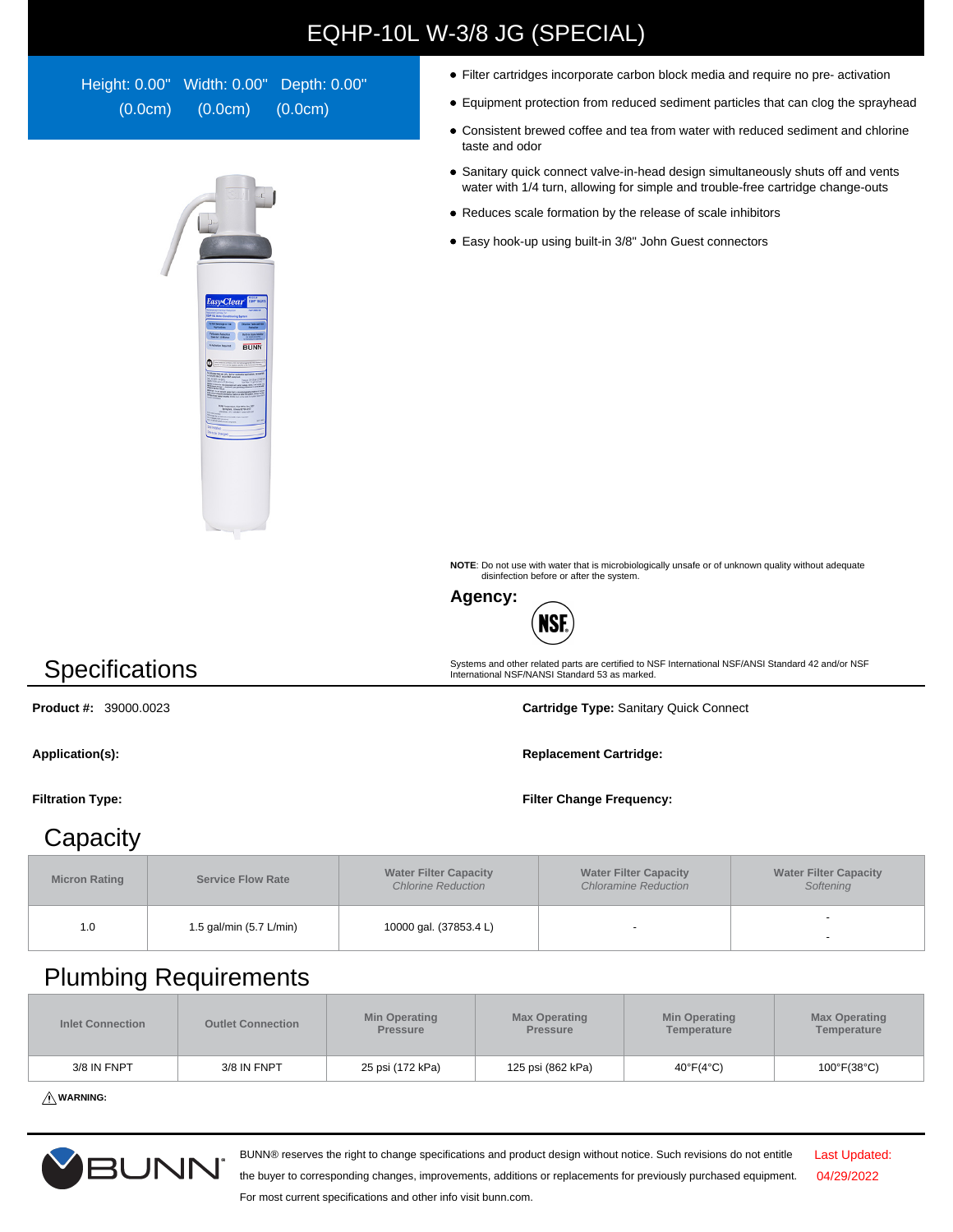# EQHP-10L W-3/8 JG (SPECIAL)

Height: 0.00" (0.0cm) Width: 0.00" (0.0cm) Depth: 0.00" (0.0cm)

- Filter cartridges incorporate carbon block media and require no pre- activation
- Equipment protection from reduced sediment particles that can clog the sprayhead
- Consistent brewed coffee and tea from water with reduced sediment and chlorine taste and odor
- Sanitary quick connect valve-in-head design simultaneously shuts off and vents water with 1/4 turn, allowing for simple and trouble-free cartridge change-outs
- Reduces scale formation by the release of scale inhibitors
- Easy hook-up using built-in 3/8" John Guest connectors

**NOTE**: Do not use with water that is microbiologically unsafe or of unknown quality without adequate disinfection before or after the system.

**Agency:**

NSF

Systems and other related parts are certified to NSF International NSF/ANSI Standard 42 and/or NSF International NSF/NANSI Standard 53 as marked.

## Specifications

**Product #:** 39000.0023

**Cartridge Type:** Sanitary Quick Connect

**Application(s):**

**Replacement Cartridge:**

**Filtration Type:**

**Filter Change Frequency:**

## Capacity

| Micron Rating | Service Flow Rate | Water Filter Capacity *Chlorine Reduction* | Water Filter Capacity *Chloramine Reduction* | Water Filter Capacity *Softening* |
|---|---|---|---|---|
| 1.0 | 1.5 gal/min (5.7 L/min) | 10000 gal. (37853.4 L) | - | - - |

## Plumbing Requirements

| Inlet Connection | Outlet Connection | Min Operating Pressure | Max Operating Pressure | Min Operating Temperature | Max Operating Temperature |
|---|---|---|---|---|---|
| 3/8 IN FNPT | 3/8 IN FNPT | 25 psi (172 kPa) | 125 psi (862 kPa) | 40°F(4°C) | 100°F(38°C) |

⚠ **WARNING:**

BUNN® reserves the right to change specifications and product design without notice. Such revisions do not entitle the buyer to corresponding changes, improvements, additions or replacements for previously purchased equipment. For most current specifications and other info visit bunn.com.

Last Updated: 04/29/2022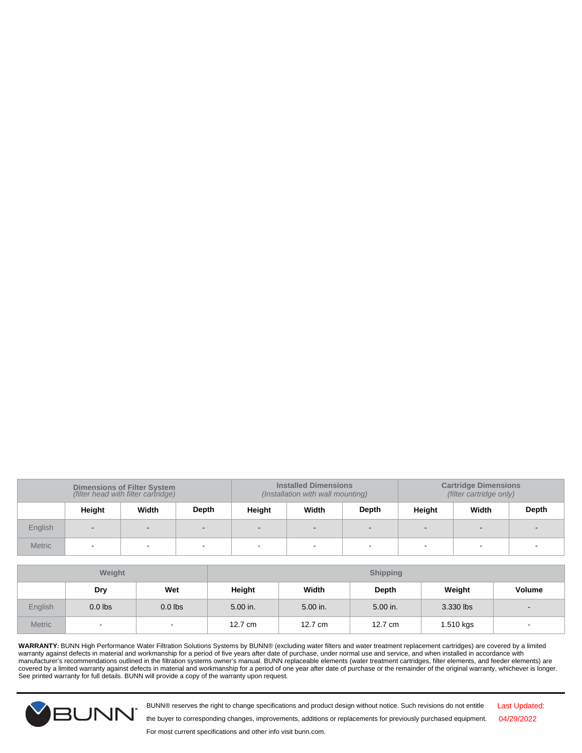| | Dimensions of Filter System *(filter head with filter cartridge)* | | | Installed Dimensions *(Installation with wall mounting)* | | | Cartridge Dimensions *(filter cartridge only)* | | |
|---|---|---|---|---|---|---|---|---|---|
| | **Height** | **Width** | **Depth** | **Height** | **Width** | **Depth** | **Height** | **Width** | **Depth** |
| English | - | - | - | - | - | - | - | - | - |
| Metric | - | - | - | - | - | - | - | - | - |

| | Weight | | Shipping | | | | |
|---|---|---|---|---|---|---|---|
| | **Dry** | **Wet** | **Height** | **Width** | **Depth** | **Weight** | **Volume** |
| English | 0.0 lbs | 0.0 lbs | 5.00 in. | 5.00 in. | 5.00 in. | 3.330 lbs | - |
| Metric | - | - | 12.7 cm | 12.7 cm | 12.7 cm | 1.510 kgs | - |

**WARRANTY:** BUNN High Performance Water Filtration Solutions Systems by BUNN® (excluding water filters and water treatment replacement cartridges) are covered by a limited warranty against defects in material and workmanship for a period of five years after date of purchase, under normal use and service, and when installed in accordance with manufacturer's recommendations outlined in the filtration systems owner's manual. BUNN replaceable elements (water treatment cartridges, filter elements, and feeder elements) are covered by a limited warranty against defects in material and workmanship for a period of one year after date of purchase or the remainder of the original warranty, whichever is longer. See printed warranty for full details. BUNN will provide a copy of the warranty upon request.

BUNN® reserves the right to change specifications and product design without notice. Such revisions do not entitle the buyer to corresponding changes, improvements, additions or replacements for previously purchased equipment. For most current specifications and other info visit bunn.com.

Last Updated: 04/29/2022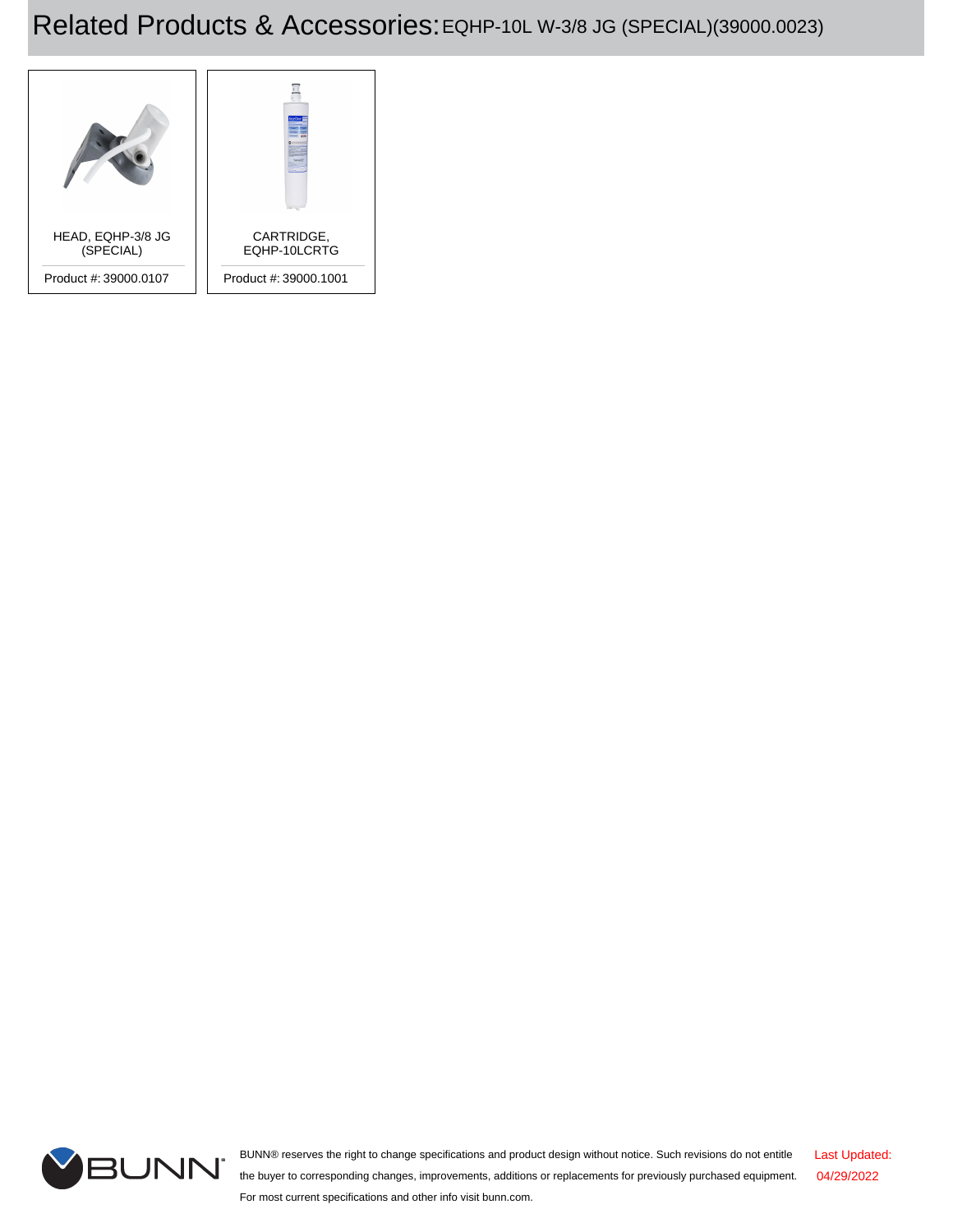# Related Products & Accessories: EQHP-10L W-3/8 JG (SPECIAL)(39000.0023)

HEAD, EQHP-3/8 JG (SPECIAL)

Product #: 39000.0107

CARTRIDGE, EQHP-10LCRTG

Product #: 39000.1001

BUNN® reserves the right to change specifications and product design without notice. Such revisions do not entitle the buyer to corresponding changes, improvements, additions or replacements for previously purchased equipment. For most current specifications and other info visit bunn.com.

Last Updated: 04/29/2022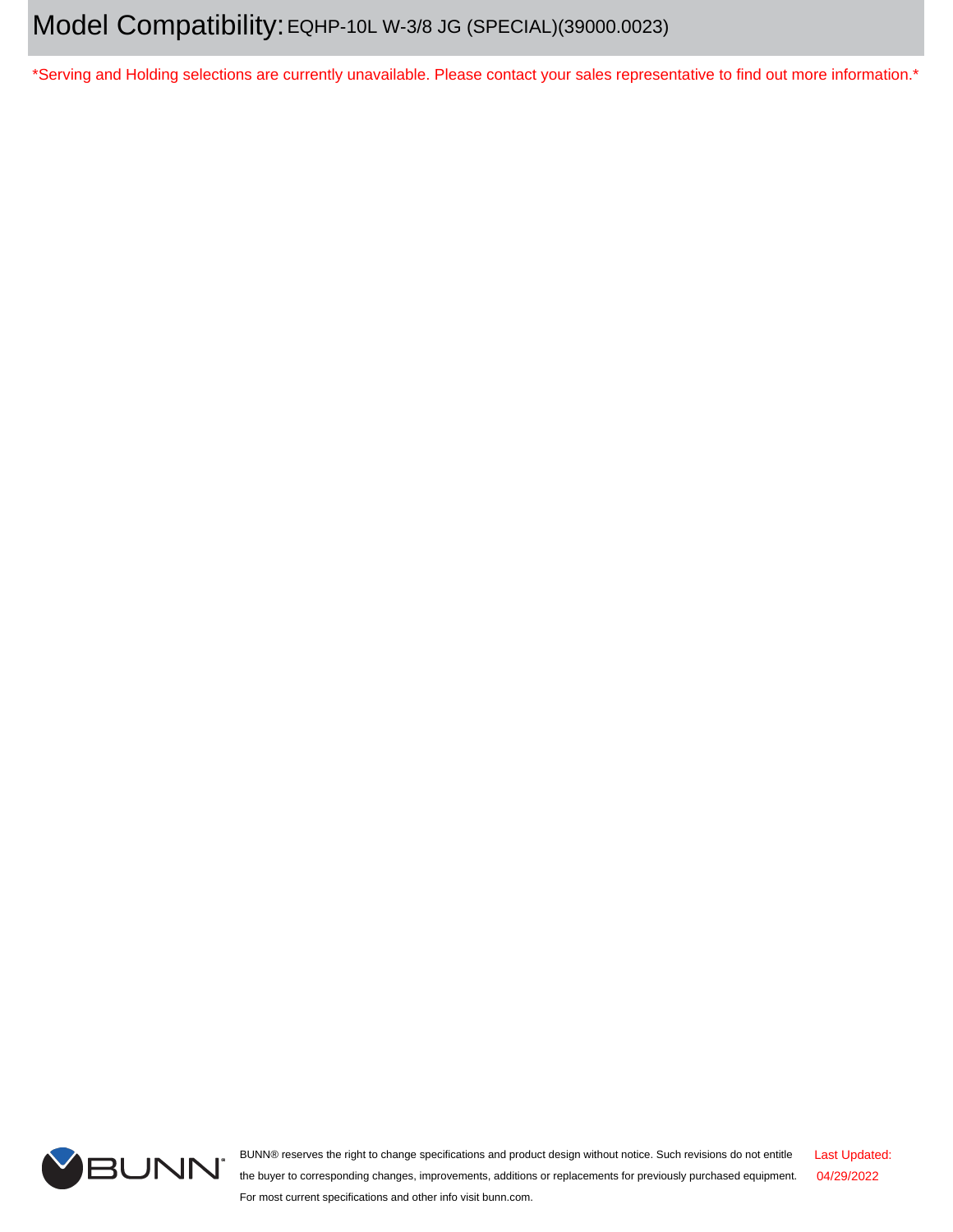# Model Compatibility: EQHP-10L W-3/8 JG (SPECIAL)(39000.0023)

*Serving and Holding selections are currently unavailable. Please contact your sales representative to find out more information.*

BUNN® reserves the right to change specifications and product design without notice. Such revisions do not entitle the buyer to corresponding changes, improvements, additions or replacements for previously purchased equipment. For most current specifications and other info visit bunn.com.

Last Updated: 04/29/2022